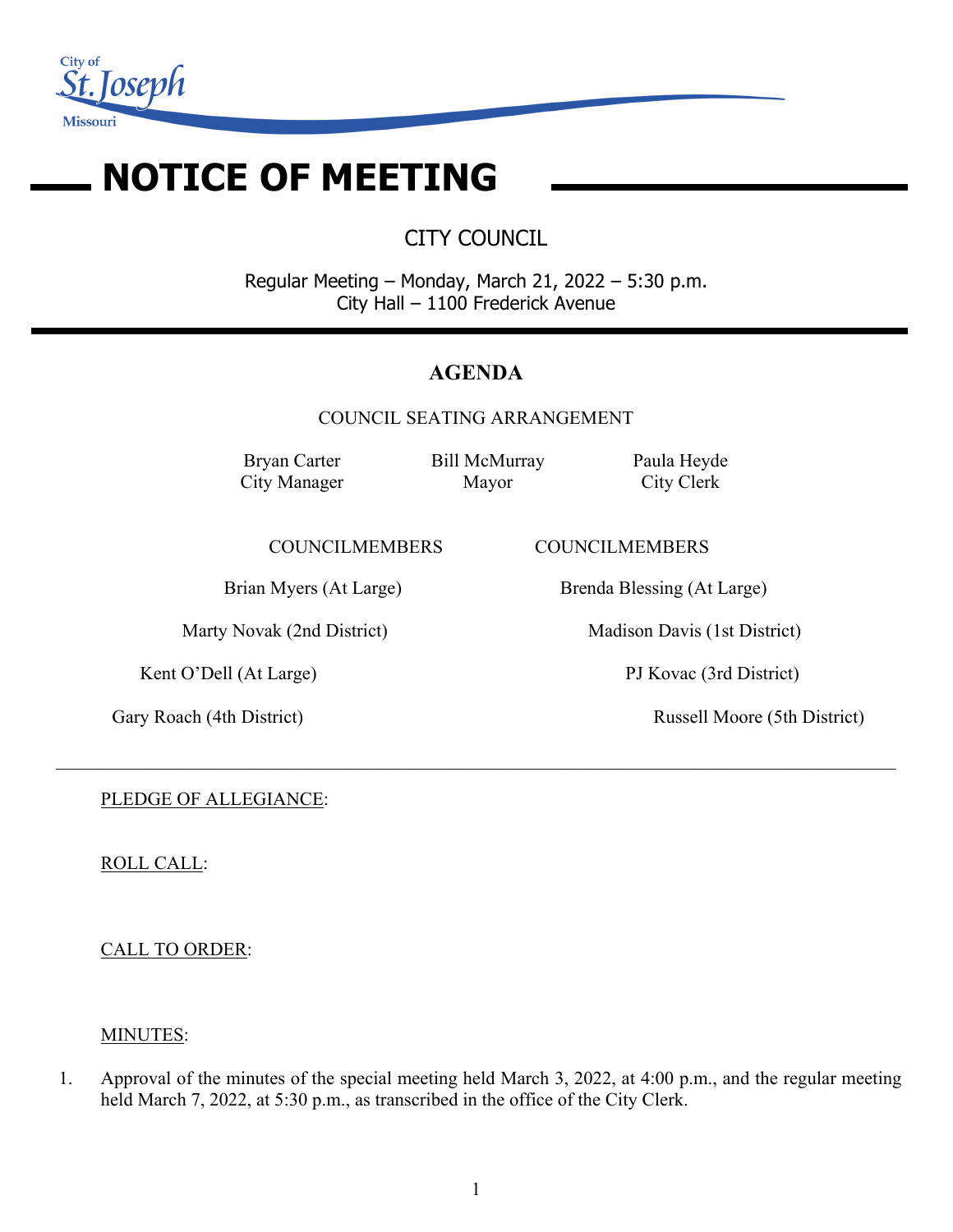City of St. Joseph Missouri

# NOTICE OF MEETING

CITY COUNCIL

Regular Meeting – Monday, March 21, 2022 – 5:30 p.m.
City Hall – 1100 Frederick Avenue

## AGENDA

COUNCIL SEATING ARRANGEMENT

| Bryan Carter | Bill McMurray | Paula Heyde |
|---|---|---|
| City Manager | Mayor | City Clerk |

| COUNCILMEMBERS | COUNCILMEMBERS |
|---|---|
| Brian Myers (At Large) | Brenda Blessing (At Large) |
| Marty Novak (2nd District) | Madison Davis (1st District) |
| Kent O'Dell (At Large) | PJ Kovac (3rd District) |
| Gary Roach (4th District) | Russell Moore (5th District) |

---

PLEDGE OF ALLEGIANCE:

ROLL CALL:

CALL TO ORDER:

MINUTES:

1. Approval of the minutes of the special meeting held March 3, 2022, at 4:00 p.m., and the regular meeting held March 7, 2022, at 5:30 p.m., as transcribed in the office of the City Clerk.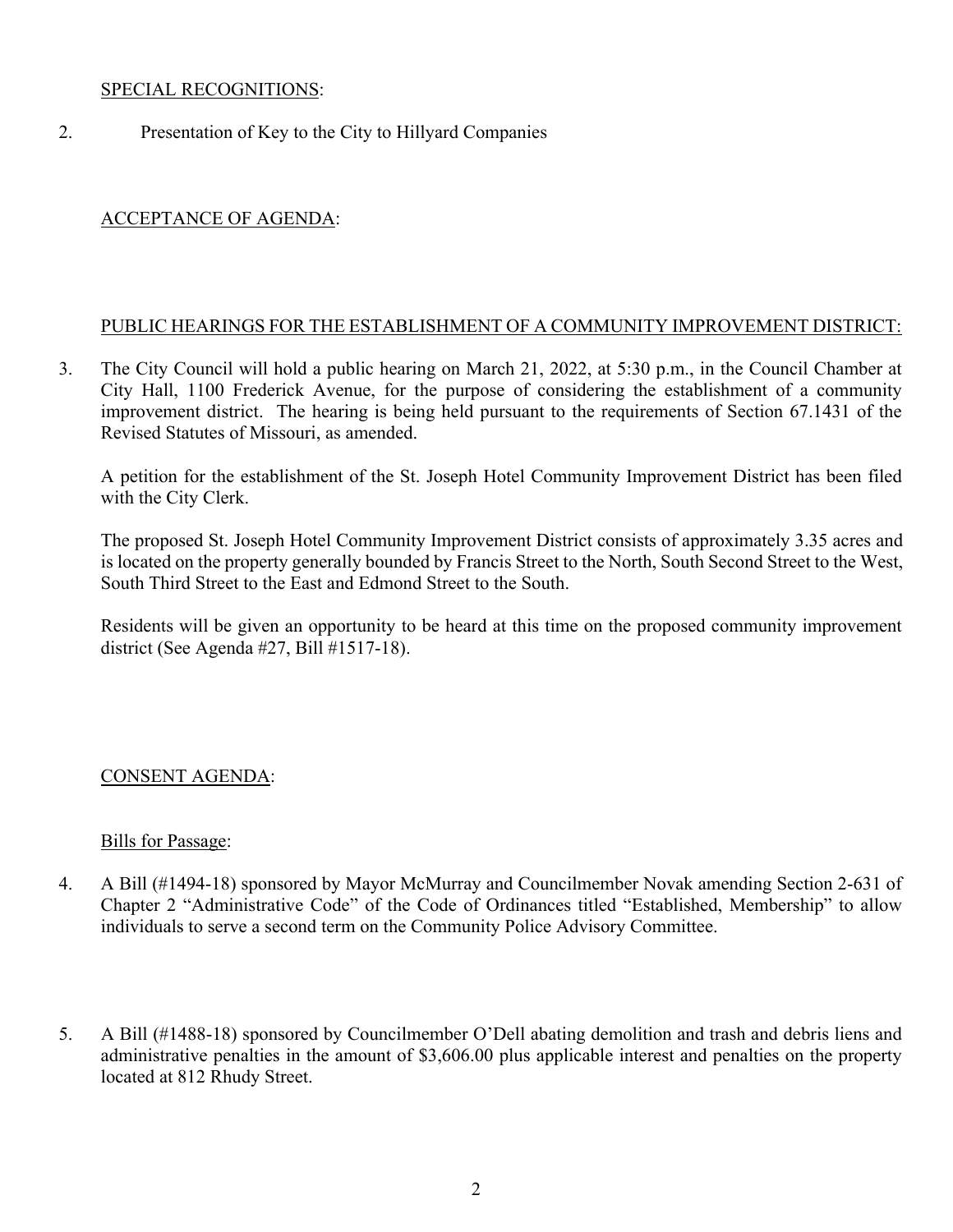<u>SPECIAL RECOGNITIONS</u>:

2. Presentation of Key to the City to Hillyard Companies

<u>ACCEPTANCE OF AGENDA</u>:

<u>PUBLIC HEARINGS FOR THE ESTABLISHMENT OF A COMMUNITY IMPROVEMENT DISTRICT:</u>

3. The City Council will hold a public hearing on March 21, 2022, at 5:30 p.m., in the Council Chamber at City Hall, 1100 Frederick Avenue, for the purpose of considering the establishment of a community improvement district. The hearing is being held pursuant to the requirements of Section 67.1431 of the Revised Statutes of Missouri, as amended.

   A petition for the establishment of the St. Joseph Hotel Community Improvement District has been filed with the City Clerk.

   The proposed St. Joseph Hotel Community Improvement District consists of approximately 3.35 acres and is located on the property generally bounded by Francis Street to the North, South Second Street to the West, South Third Street to the East and Edmond Street to the South.

   Residents will be given an opportunity to be heard at this time on the proposed community improvement district (See Agenda #27, Bill #1517-18).

<u>CONSENT AGENDA</u>:

<u>Bills for Passage</u>:

4. A Bill (#1494-18) sponsored by Mayor McMurray and Councilmember Novak amending Section 2-631 of Chapter 2 "Administrative Code" of the Code of Ordinances titled "Established, Membership" to allow individuals to serve a second term on the Community Police Advisory Committee.

5. A Bill (#1488-18) sponsored by Councilmember O'Dell abating demolition and trash and debris liens and administrative penalties in the amount of $3,606.00 plus applicable interest and penalties on the property located at 812 Rhudy Street.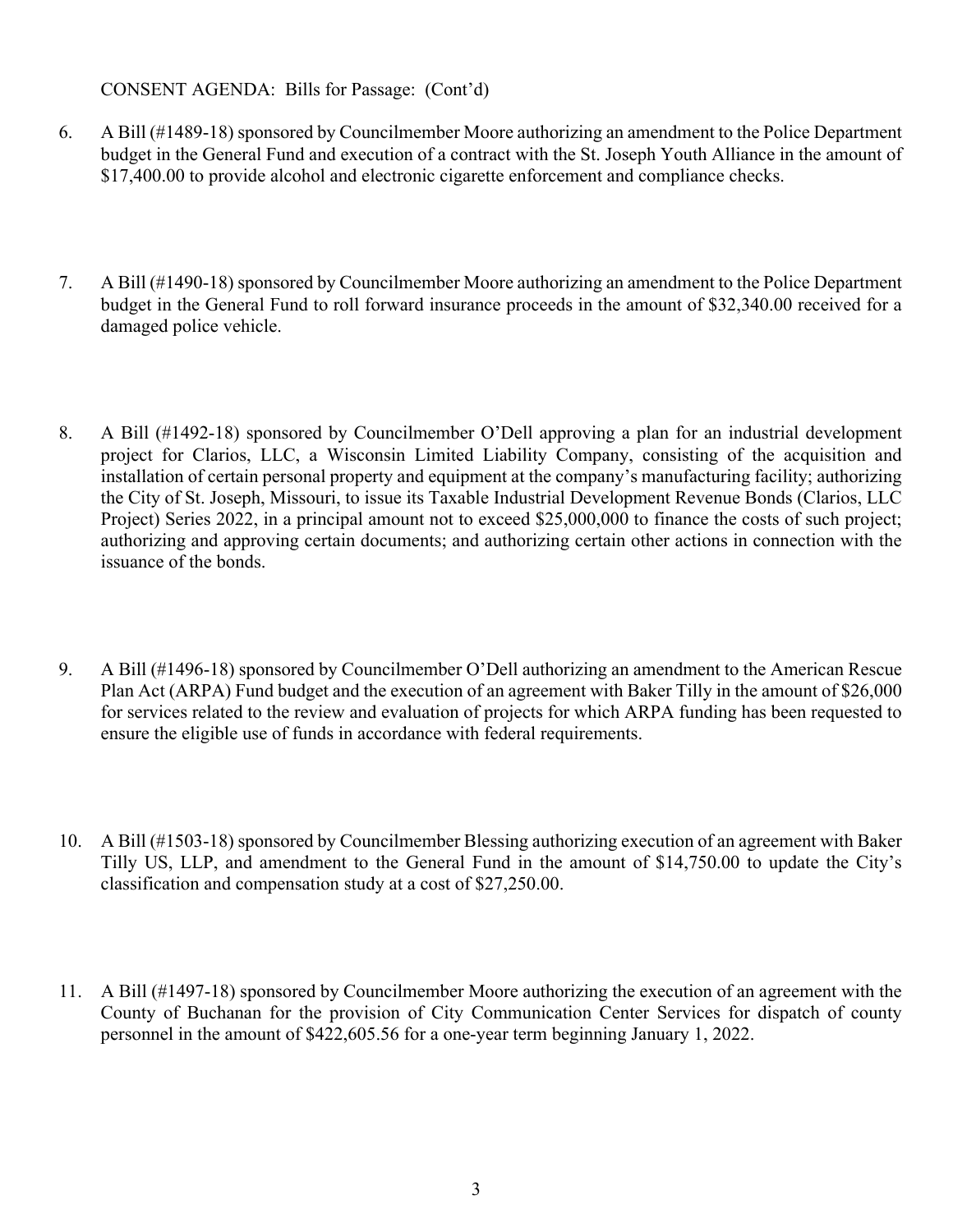CONSENT AGENDA: Bills for Passage: (Cont'd)

6. A Bill (#1489-18) sponsored by Councilmember Moore authorizing an amendment to the Police Department budget in the General Fund and execution of a contract with the St. Joseph Youth Alliance in the amount of $17,400.00 to provide alcohol and electronic cigarette enforcement and compliance checks.

7. A Bill (#1490-18) sponsored by Councilmember Moore authorizing an amendment to the Police Department budget in the General Fund to roll forward insurance proceeds in the amount of $32,340.00 received for a damaged police vehicle.

8. A Bill (#1492-18) sponsored by Councilmember O'Dell approving a plan for an industrial development project for Clarios, LLC, a Wisconsin Limited Liability Company, consisting of the acquisition and installation of certain personal property and equipment at the company's manufacturing facility; authorizing the City of St. Joseph, Missouri, to issue its Taxable Industrial Development Revenue Bonds (Clarios, LLC Project) Series 2022, in a principal amount not to exceed $25,000,000 to finance the costs of such project; authorizing and approving certain documents; and authorizing certain other actions in connection with the issuance of the bonds.

9. A Bill (#1496-18) sponsored by Councilmember O'Dell authorizing an amendment to the American Rescue Plan Act (ARPA) Fund budget and the execution of an agreement with Baker Tilly in the amount of $26,000 for services related to the review and evaluation of projects for which ARPA funding has been requested to ensure the eligible use of funds in accordance with federal requirements.

10. A Bill (#1503-18) sponsored by Councilmember Blessing authorizing execution of an agreement with Baker Tilly US, LLP, and amendment to the General Fund in the amount of $14,750.00 to update the City's classification and compensation study at a cost of $27,250.00.

11. A Bill (#1497-18) sponsored by Councilmember Moore authorizing the execution of an agreement with the County of Buchanan for the provision of City Communication Center Services for dispatch of county personnel in the amount of $422,605.56 for a one-year term beginning January 1, 2022.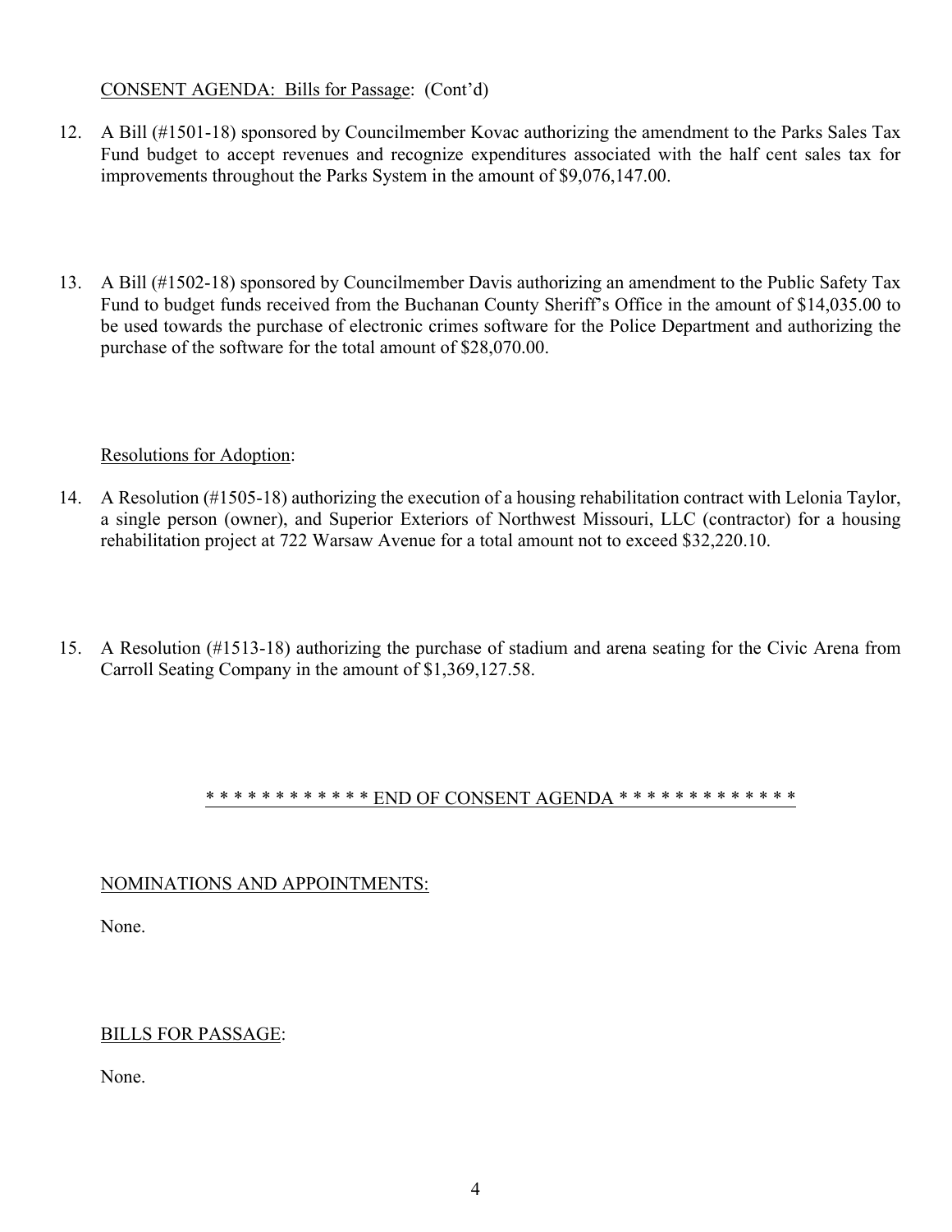CONSENT AGENDA: Bills for Passage: (Cont'd)

12. A Bill (#1501-18) sponsored by Councilmember Kovac authorizing the amendment to the Parks Sales Tax Fund budget to accept revenues and recognize expenditures associated with the half cent sales tax for improvements throughout the Parks System in the amount of $9,076,147.00.

13. A Bill (#1502-18) sponsored by Councilmember Davis authorizing an amendment to the Public Safety Tax Fund to budget funds received from the Buchanan County Sheriff's Office in the amount of $14,035.00 to be used towards the purchase of electronic crimes software for the Police Department and authorizing the purchase of the software for the total amount of $28,070.00.

Resolutions for Adoption:

14. A Resolution (#1505-18) authorizing the execution of a housing rehabilitation contract with Lelonia Taylor, a single person (owner), and Superior Exteriors of Northwest Missouri, LLC (contractor) for a housing rehabilitation project at 722 Warsaw Avenue for a total amount not to exceed $32,220.10.

15. A Resolution (#1513-18) authorizing the purchase of stadium and arena seating for the Civic Arena from Carroll Seating Company in the amount of $1,369,127.58.

* * * * * * * * * * * * END OF CONSENT AGENDA * * * * * * * * * * * * *

NOMINATIONS AND APPOINTMENTS:

None.

BILLS FOR PASSAGE:

None.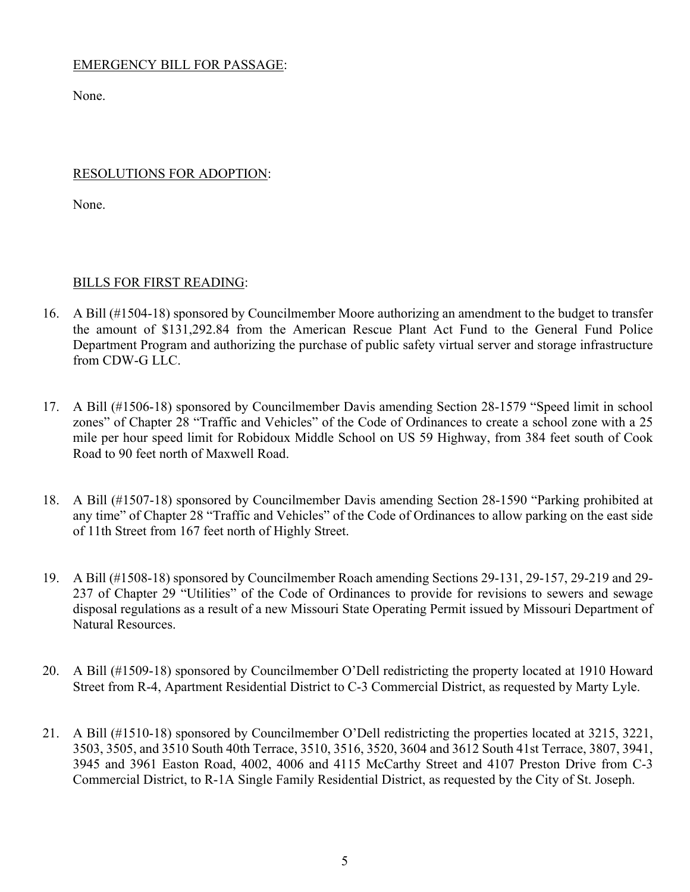EMERGENCY BILL FOR PASSAGE:

None.

RESOLUTIONS FOR ADOPTION:

None.

BILLS FOR FIRST READING:

16. A Bill (#1504-18) sponsored by Councilmember Moore authorizing an amendment to the budget to transfer the amount of $131,292.84 from the American Rescue Plant Act Fund to the General Fund Police Department Program and authorizing the purchase of public safety virtual server and storage infrastructure from CDW-G LLC.

17. A Bill (#1506-18) sponsored by Councilmember Davis amending Section 28-1579 "Speed limit in school zones" of Chapter 28 "Traffic and Vehicles" of the Code of Ordinances to create a school zone with a 25 mile per hour speed limit for Robidoux Middle School on US 59 Highway, from 384 feet south of Cook Road to 90 feet north of Maxwell Road.

18. A Bill (#1507-18) sponsored by Councilmember Davis amending Section 28-1590 "Parking prohibited at any time" of Chapter 28 "Traffic and Vehicles" of the Code of Ordinances to allow parking on the east side of 11th Street from 167 feet north of Highly Street.

19. A Bill (#1508-18) sponsored by Councilmember Roach amending Sections 29-131, 29-157, 29-219 and 29-237 of Chapter 29 "Utilities" of the Code of Ordinances to provide for revisions to sewers and sewage disposal regulations as a result of a new Missouri State Operating Permit issued by Missouri Department of Natural Resources.

20. A Bill (#1509-18) sponsored by Councilmember O'Dell redistricting the property located at 1910 Howard Street from R-4, Apartment Residential District to C-3 Commercial District, as requested by Marty Lyle.

21. A Bill (#1510-18) sponsored by Councilmember O'Dell redistricting the properties located at 3215, 3221, 3503, 3505, and 3510 South 40th Terrace, 3510, 3516, 3520, 3604 and 3612 South 41st Terrace, 3807, 3941, 3945 and 3961 Easton Road, 4002, 4006 and 4115 McCarthy Street and 4107 Preston Drive from C-3 Commercial District, to R-1A Single Family Residential District, as requested by the City of St. Joseph.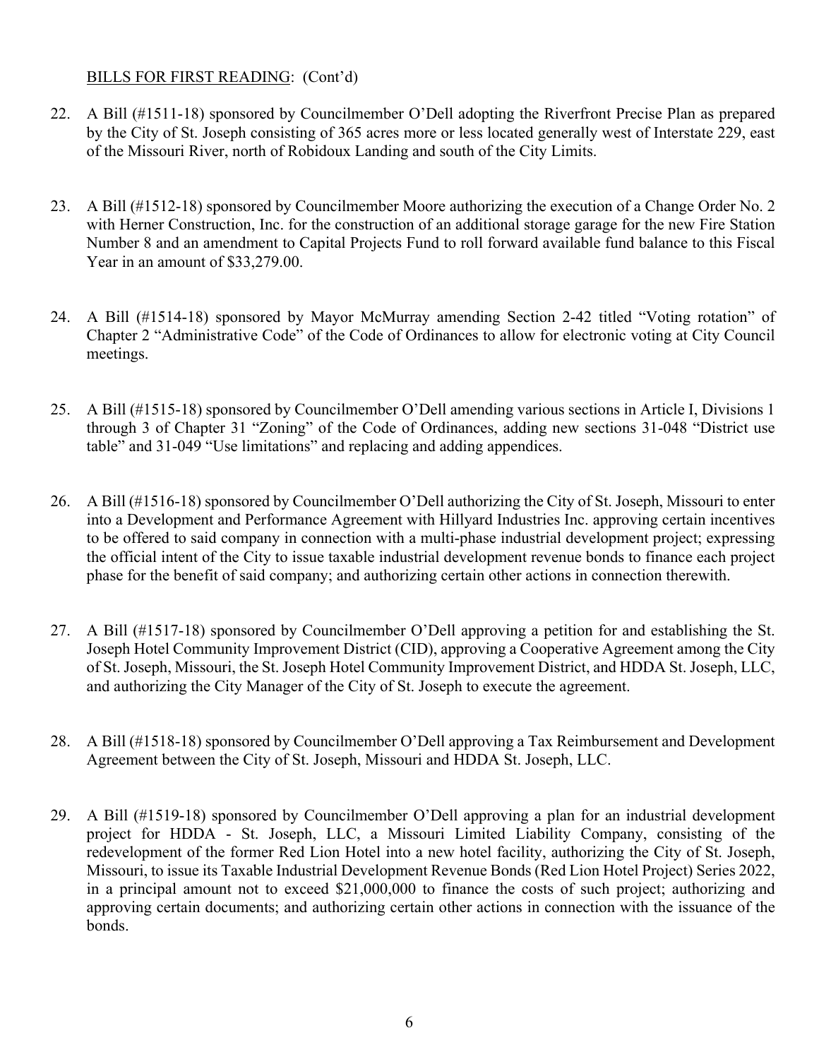BILLS FOR FIRST READING: (Cont'd)

22. A Bill (#1511-18) sponsored by Councilmember O'Dell adopting the Riverfront Precise Plan as prepared by the City of St. Joseph consisting of 365 acres more or less located generally west of Interstate 229, east of the Missouri River, north of Robidoux Landing and south of the City Limits.

23. A Bill (#1512-18) sponsored by Councilmember Moore authorizing the execution of a Change Order No. 2 with Herner Construction, Inc. for the construction of an additional storage garage for the new Fire Station Number 8 and an amendment to Capital Projects Fund to roll forward available fund balance to this Fiscal Year in an amount of $33,279.00.

24. A Bill (#1514-18) sponsored by Mayor McMurray amending Section 2-42 titled "Voting rotation" of Chapter 2 "Administrative Code" of the Code of Ordinances to allow for electronic voting at City Council meetings.

25. A Bill (#1515-18) sponsored by Councilmember O'Dell amending various sections in Article I, Divisions 1 through 3 of Chapter 31 "Zoning" of the Code of Ordinances, adding new sections 31-048 "District use table" and 31-049 "Use limitations" and replacing and adding appendices.

26. A Bill (#1516-18) sponsored by Councilmember O'Dell authorizing the City of St. Joseph, Missouri to enter into a Development and Performance Agreement with Hillyard Industries Inc. approving certain incentives to be offered to said company in connection with a multi-phase industrial development project; expressing the official intent of the City to issue taxable industrial development revenue bonds to finance each project phase for the benefit of said company; and authorizing certain other actions in connection therewith.

27. A Bill (#1517-18) sponsored by Councilmember O'Dell approving a petition for and establishing the St. Joseph Hotel Community Improvement District (CID), approving a Cooperative Agreement among the City of St. Joseph, Missouri, the St. Joseph Hotel Community Improvement District, and HDDA St. Joseph, LLC, and authorizing the City Manager of the City of St. Joseph to execute the agreement.

28. A Bill (#1518-18) sponsored by Councilmember O'Dell approving a Tax Reimbursement and Development Agreement between the City of St. Joseph, Missouri and HDDA St. Joseph, LLC.

29. A Bill (#1519-18) sponsored by Councilmember O'Dell approving a plan for an industrial development project for HDDA - St. Joseph, LLC, a Missouri Limited Liability Company, consisting of the redevelopment of the former Red Lion Hotel into a new hotel facility, authorizing the City of St. Joseph, Missouri, to issue its Taxable Industrial Development Revenue Bonds (Red Lion Hotel Project) Series 2022, in a principal amount not to exceed $21,000,000 to finance the costs of such project; authorizing and approving certain documents; and authorizing certain other actions in connection with the issuance of the bonds.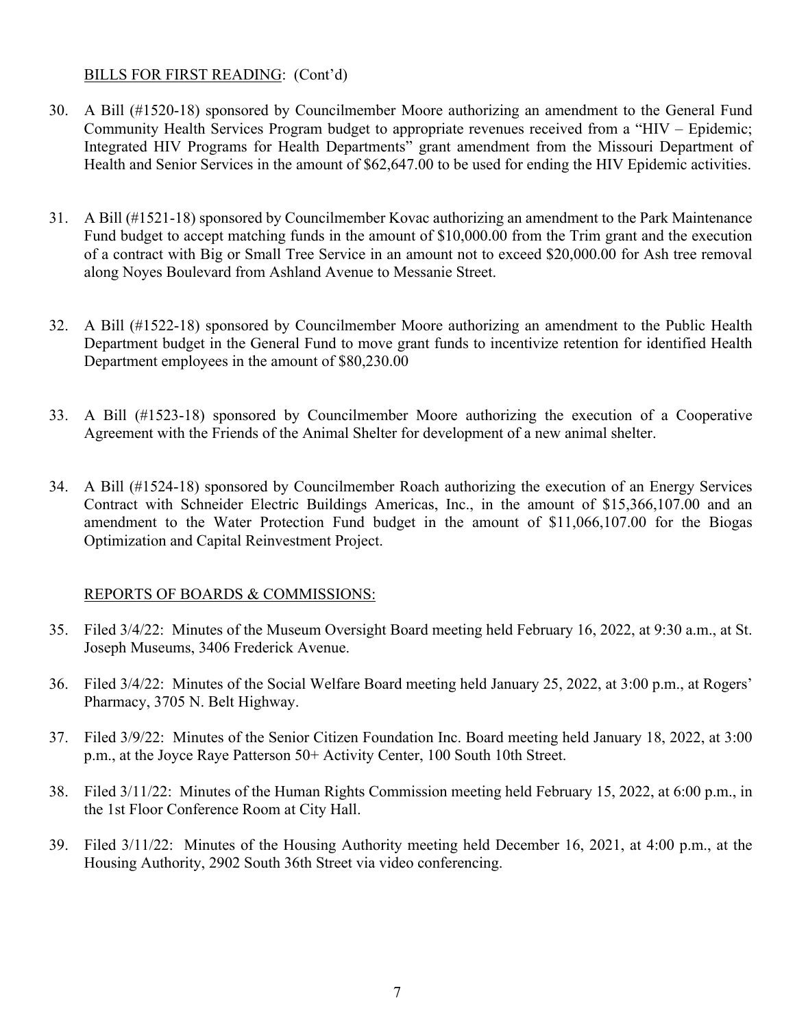BILLS FOR FIRST READING: (Cont'd)

30. A Bill (#1520-18) sponsored by Councilmember Moore authorizing an amendment to the General Fund Community Health Services Program budget to appropriate revenues received from a "HIV – Epidemic; Integrated HIV Programs for Health Departments" grant amendment from the Missouri Department of Health and Senior Services in the amount of $62,647.00 to be used for ending the HIV Epidemic activities.

31. A Bill (#1521-18) sponsored by Councilmember Kovac authorizing an amendment to the Park Maintenance Fund budget to accept matching funds in the amount of $10,000.00 from the Trim grant and the execution of a contract with Big or Small Tree Service in an amount not to exceed $20,000.00 for Ash tree removal along Noyes Boulevard from Ashland Avenue to Messanie Street.

32. A Bill (#1522-18) sponsored by Councilmember Moore authorizing an amendment to the Public Health Department budget in the General Fund to move grant funds to incentivize retention for identified Health Department employees in the amount of $80,230.00

33. A Bill (#1523-18) sponsored by Councilmember Moore authorizing the execution of a Cooperative Agreement with the Friends of the Animal Shelter for development of a new animal shelter.

34. A Bill (#1524-18) sponsored by Councilmember Roach authorizing the execution of an Energy Services Contract with Schneider Electric Buildings Americas, Inc., in the amount of $15,366,107.00 and an amendment to the Water Protection Fund budget in the amount of $11,066,107.00 for the Biogas Optimization and Capital Reinvestment Project.

REPORTS OF BOARDS & COMMISSIONS:

35. Filed 3/4/22: Minutes of the Museum Oversight Board meeting held February 16, 2022, at 9:30 a.m., at St. Joseph Museums, 3406 Frederick Avenue.

36. Filed 3/4/22: Minutes of the Social Welfare Board meeting held January 25, 2022, at 3:00 p.m., at Rogers' Pharmacy, 3705 N. Belt Highway.

37. Filed 3/9/22: Minutes of the Senior Citizen Foundation Inc. Board meeting held January 18, 2022, at 3:00 p.m., at the Joyce Raye Patterson 50+ Activity Center, 100 South 10th Street.

38. Filed 3/11/22: Minutes of the Human Rights Commission meeting held February 15, 2022, at 6:00 p.m., in the 1st Floor Conference Room at City Hall.

39. Filed 3/11/22: Minutes of the Housing Authority meeting held December 16, 2021, at 4:00 p.m., at the Housing Authority, 2902 South 36th Street via video conferencing.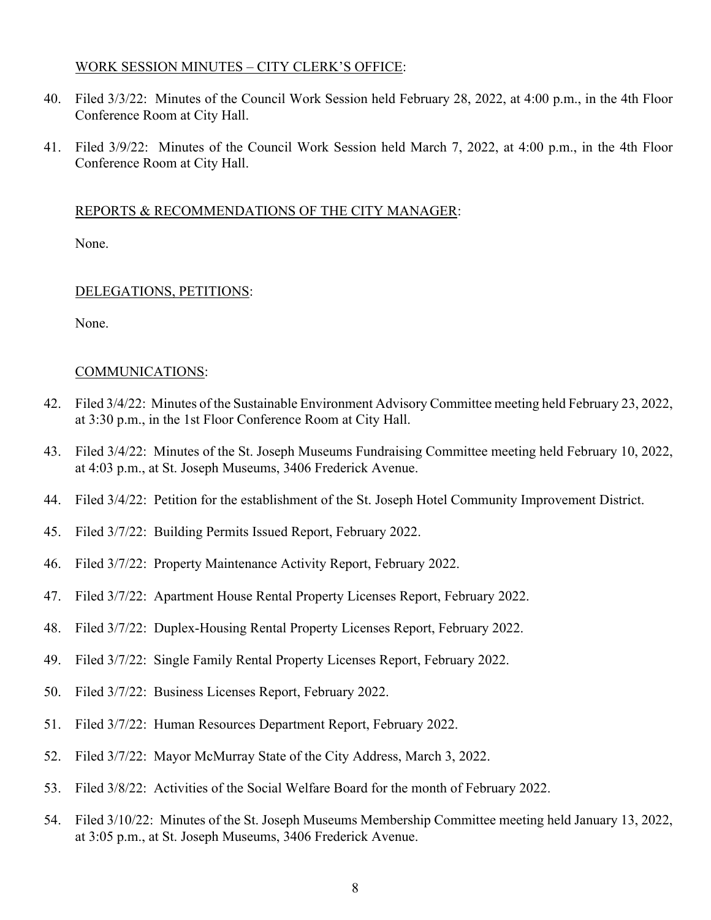WORK SESSION MINUTES – CITY CLERK'S OFFICE:

40. Filed 3/3/22: Minutes of the Council Work Session held February 28, 2022, at 4:00 p.m., in the 4th Floor Conference Room at City Hall.

41. Filed 3/9/22: Minutes of the Council Work Session held March 7, 2022, at 4:00 p.m., in the 4th Floor Conference Room at City Hall.

REPORTS & RECOMMENDATIONS OF THE CITY MANAGER:

None.

DELEGATIONS, PETITIONS:

None.

COMMUNICATIONS:

42. Filed 3/4/22: Minutes of the Sustainable Environment Advisory Committee meeting held February 23, 2022, at 3:30 p.m., in the 1st Floor Conference Room at City Hall.

43. Filed 3/4/22: Minutes of the St. Joseph Museums Fundraising Committee meeting held February 10, 2022, at 4:03 p.m., at St. Joseph Museums, 3406 Frederick Avenue.

44. Filed 3/4/22: Petition for the establishment of the St. Joseph Hotel Community Improvement District.

45. Filed 3/7/22: Building Permits Issued Report, February 2022.

46. Filed 3/7/22: Property Maintenance Activity Report, February 2022.

47. Filed 3/7/22: Apartment House Rental Property Licenses Report, February 2022.

48. Filed 3/7/22: Duplex-Housing Rental Property Licenses Report, February 2022.

49. Filed 3/7/22: Single Family Rental Property Licenses Report, February 2022.

50. Filed 3/7/22: Business Licenses Report, February 2022.

51. Filed 3/7/22: Human Resources Department Report, February 2022.

52. Filed 3/7/22: Mayor McMurray State of the City Address, March 3, 2022.

53. Filed 3/8/22: Activities of the Social Welfare Board for the month of February 2022.

54. Filed 3/10/22: Minutes of the St. Joseph Museums Membership Committee meeting held January 13, 2022, at 3:05 p.m., at St. Joseph Museums, 3406 Frederick Avenue.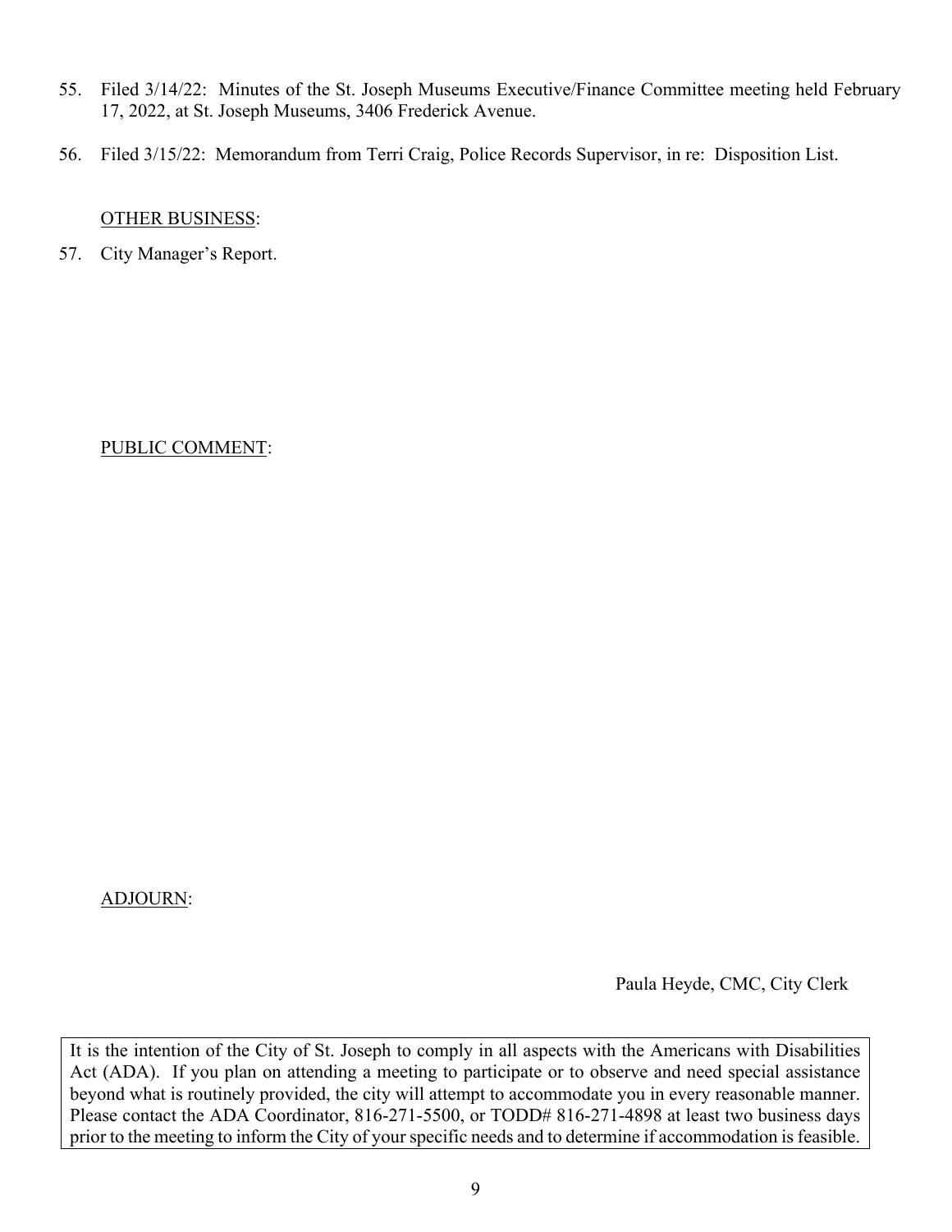55. Filed 3/14/22: Minutes of the St. Joseph Museums Executive/Finance Committee meeting held February 17, 2022, at St. Joseph Museums, 3406 Frederick Avenue.

56. Filed 3/15/22: Memorandum from Terri Craig, Police Records Supervisor, in re: Disposition List.

<u>OTHER BUSINESS</u>:

57. City Manager's Report.

<u>PUBLIC COMMENT</u>:

<u>ADJOURN</u>:

Paula Heyde, CMC, City Clerk

| |
|---|
| It is the intention of the City of St. Joseph to comply in all aspects with the Americans with Disabilities Act (ADA). If you plan on attending a meeting to participate or to observe and need special assistance beyond what is routinely provided, the city will attempt to accommodate you in every reasonable manner. Please contact the ADA Coordinator, 816-271-5500, or TODD# 816-271-4898 at least two business days prior to the meeting to inform the City of your specific needs and to determine if accommodation is feasible. |